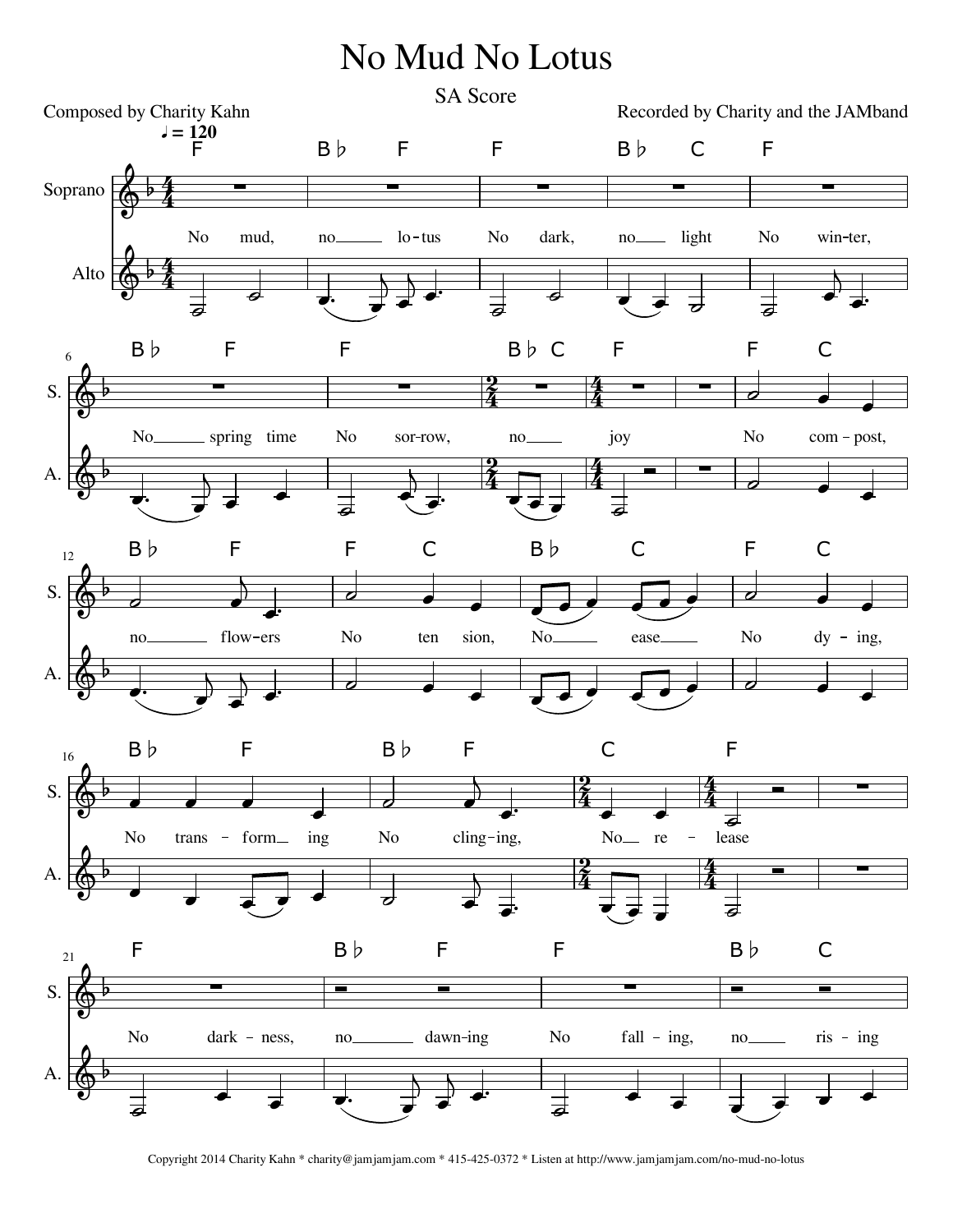# No Mud No Lotus

## SA Score

Composed by Charity Kahn

Recorded by Charity and the JAMband

♩ = 120

Soprano

Alto

No mud, no lo-tus
No dark, no light
No win-ter, No spring time
No sor-row, no joy

No com-post, no flow-ers
No ten sion, No ease
No dy-ing, No trans-form-ing
No cling-ing, No re-lease

No dark-ness, no dawn-ing
No fall-ing, no ris-ing

Copyright 2014 Charity Kahn * charity@jamjamjam.com * 415-425-0372 * Listen at http://www.jamjamjam.com/no-mud-no-lotus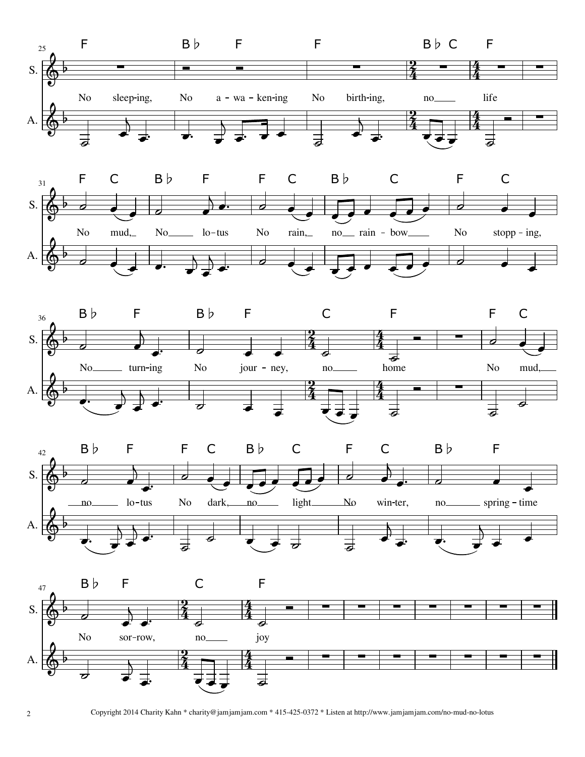Copyright 2014 Charity Kahn * charity@jamjamjam.com * 415-425-0372 * Listen at http://www.jamjamjam.com/no-mud-no-lotus